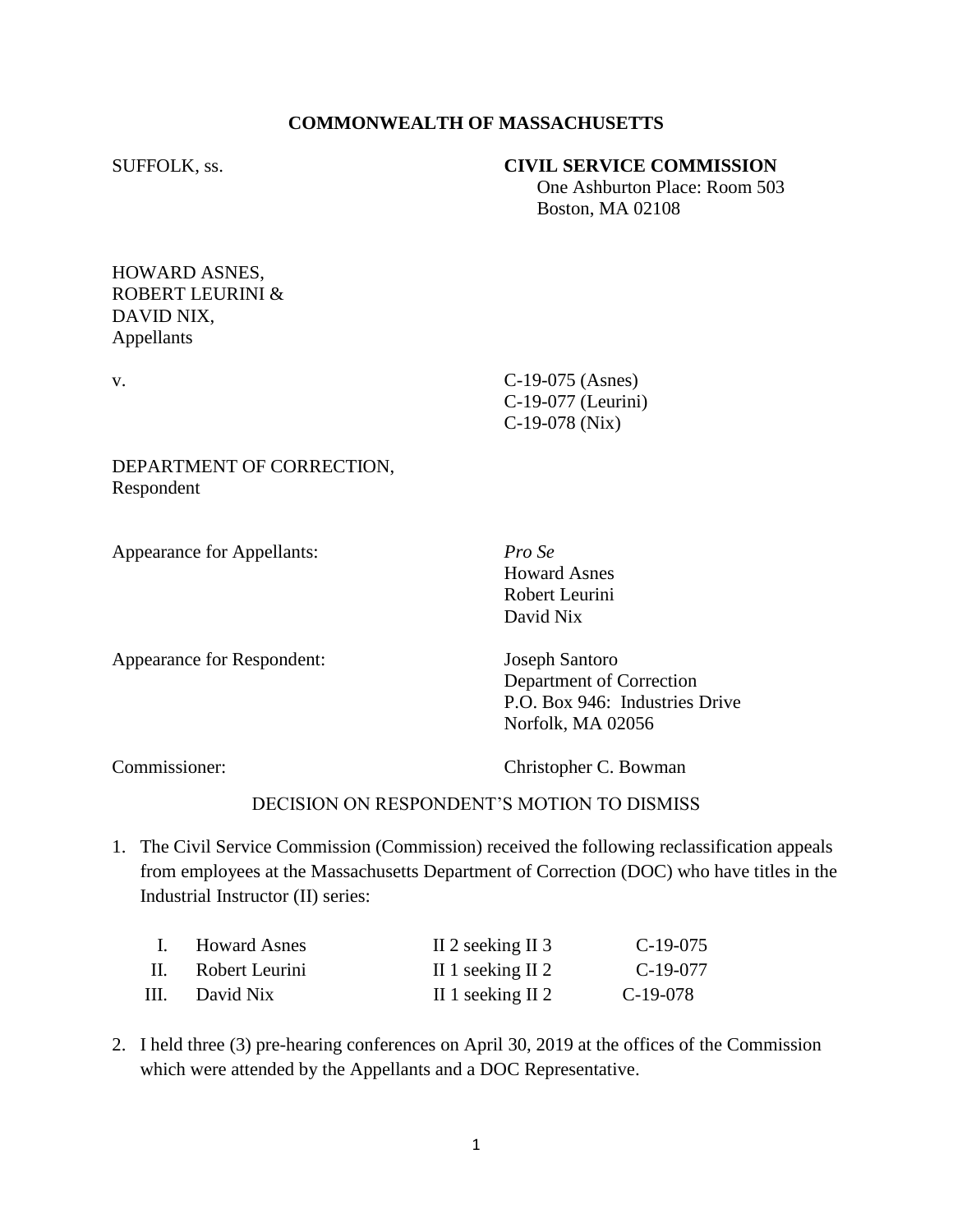**COMMONWEALTH OF MASSACHUSETTS**

SUFFOLK, ss.

**CIVIL SERVICE COMMISSION**
One Ashburton Place: Room 503
Boston, MA 02108

HOWARD ASNES,
ROBERT LEURINI &
DAVID NIX,
Appellants

v.

C-19-075 (Asnes)
C-19-077 (Leurini)
C-19-078 (Nix)

DEPARTMENT OF CORRECTION,
Respondent

Appearance for Appellants: *Pro Se*
Howard Asnes
Robert Leurini
David Nix

Appearance for Respondent: Joseph Santoro
Department of Correction
P.O. Box 946: Industries Drive
Norfolk, MA 02056

Commissioner: Christopher C. Bowman

DECISION ON RESPONDENT'S MOTION TO DISMISS

1. The Civil Service Commission (Commission) received the following reclassification appeals from employees at the Massachusetts Department of Correction (DOC) who have titles in the Industrial Instructor (II) series:

| | | | |
|---|---|---|---|
| I. | Howard Asnes | II 2 seeking II 3 | C-19-075 |
| II. | Robert Leurini | II 1 seeking II 2 | C-19-077 |
| III. | David Nix | II 1 seeking II 2 | C-19-078 |

2. I held three (3) pre-hearing conferences on April 30, 2019 at the offices of the Commission which were attended by the Appellants and a DOC Representative.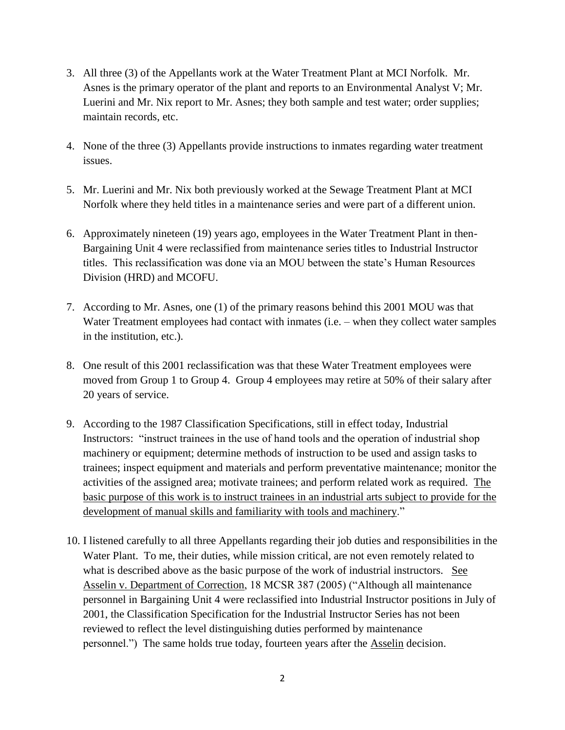3. All three (3) of the Appellants work at the Water Treatment Plant at MCI Norfolk. Mr. Asnes is the primary operator of the plant and reports to an Environmental Analyst V; Mr. Luerini and Mr. Nix report to Mr. Asnes; they both sample and test water; order supplies; maintain records, etc.

4. None of the three (3) Appellants provide instructions to inmates regarding water treatment issues.

5. Mr. Luerini and Mr. Nix both previously worked at the Sewage Treatment Plant at MCI Norfolk where they held titles in a maintenance series and were part of a different union.

6. Approximately nineteen (19) years ago, employees in the Water Treatment Plant in then-Bargaining Unit 4 were reclassified from maintenance series titles to Industrial Instructor titles. This reclassification was done via an MOU between the state's Human Resources Division (HRD) and MCOFU.

7. According to Mr. Asnes, one (1) of the primary reasons behind this 2001 MOU was that Water Treatment employees had contact with inmates (i.e. – when they collect water samples in the institution, etc.).

8. One result of this 2001 reclassification was that these Water Treatment employees were moved from Group 1 to Group 4. Group 4 employees may retire at 50% of their salary after 20 years of service.

9. According to the 1987 Classification Specifications, still in effect today, Industrial Instructors: "instruct trainees in the use of hand tools and the operation of industrial shop machinery or equipment; determine methods of instruction to be used and assign tasks to trainees; inspect equipment and materials and perform preventative maintenance; monitor the activities of the assigned area; motivate trainees; and perform related work as required. <u>The basic purpose of this work is to instruct trainees in an industrial arts subject to provide for the development of manual skills and familiarity with tools and machinery</u>."

10. I listened carefully to all three Appellants regarding their job duties and responsibilities in the Water Plant. To me, their duties, while mission critical, are not even remotely related to what is described above as the basic purpose of the work of industrial instructors. <u>See Asselin v. Department of Correction</u>, 18 MCSR 387 (2005) ("Although all maintenance personnel in Bargaining Unit 4 were reclassified into Industrial Instructor positions in July of 2001, the Classification Specification for the Industrial Instructor Series has not been reviewed to reflect the level distinguishing duties performed by maintenance personnel.") The same holds true today, fourteen years after the <u>Asselin</u> decision.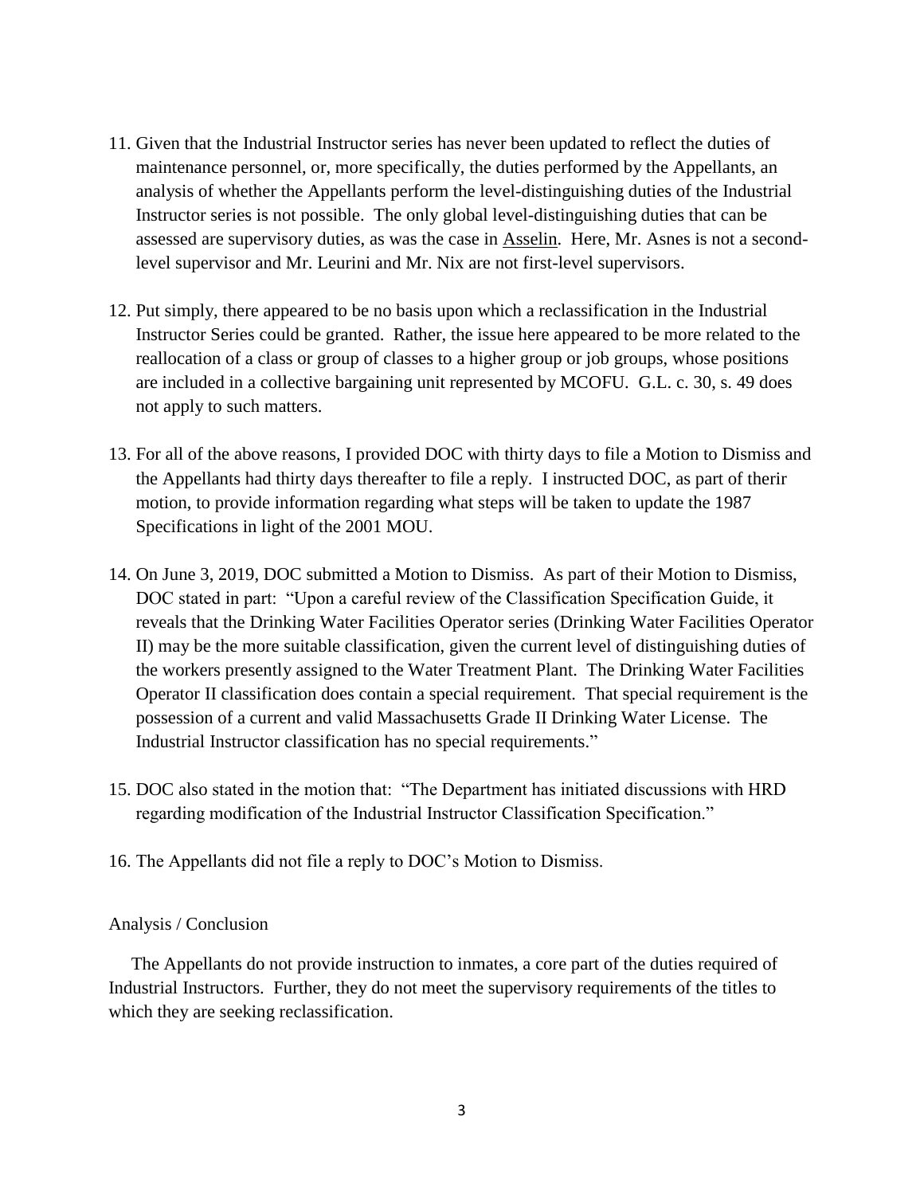11. Given that the Industrial Instructor series has never been updated to reflect the duties of maintenance personnel, or, more specifically, the duties performed by the Appellants, an analysis of whether the Appellants perform the level-distinguishing duties of the Industrial Instructor series is not possible. The only global level-distinguishing duties that can be assessed are supervisory duties, as was the case in Asselin. Here, Mr. Asnes is not a second-level supervisor and Mr. Leurini and Mr. Nix are not first-level supervisors.

12. Put simply, there appeared to be no basis upon which a reclassification in the Industrial Instructor Series could be granted. Rather, the issue here appeared to be more related to the reallocation of a class or group of classes to a higher group or job groups, whose positions are included in a collective bargaining unit represented by MCOFU. G.L. c. 30, s. 49 does not apply to such matters.

13. For all of the above reasons, I provided DOC with thirty days to file a Motion to Dismiss and the Appellants had thirty days thereafter to file a reply. I instructed DOC, as part of therir motion, to provide information regarding what steps will be taken to update the 1987 Specifications in light of the 2001 MOU.

14. On June 3, 2019, DOC submitted a Motion to Dismiss. As part of their Motion to Dismiss, DOC stated in part: "Upon a careful review of the Classification Specification Guide, it reveals that the Drinking Water Facilities Operator series (Drinking Water Facilities Operator II) may be the more suitable classification, given the current level of distinguishing duties of the workers presently assigned to the Water Treatment Plant. The Drinking Water Facilities Operator II classification does contain a special requirement. That special requirement is the possession of a current and valid Massachusetts Grade II Drinking Water License. The Industrial Instructor classification has no special requirements."

15. DOC also stated in the motion that: "The Department has initiated discussions with HRD regarding modification of the Industrial Instructor Classification Specification."

16. The Appellants did not file a reply to DOC's Motion to Dismiss.

Analysis / Conclusion

The Appellants do not provide instruction to inmates, a core part of the duties required of Industrial Instructors. Further, they do not meet the supervisory requirements of the titles to which they are seeking reclassification.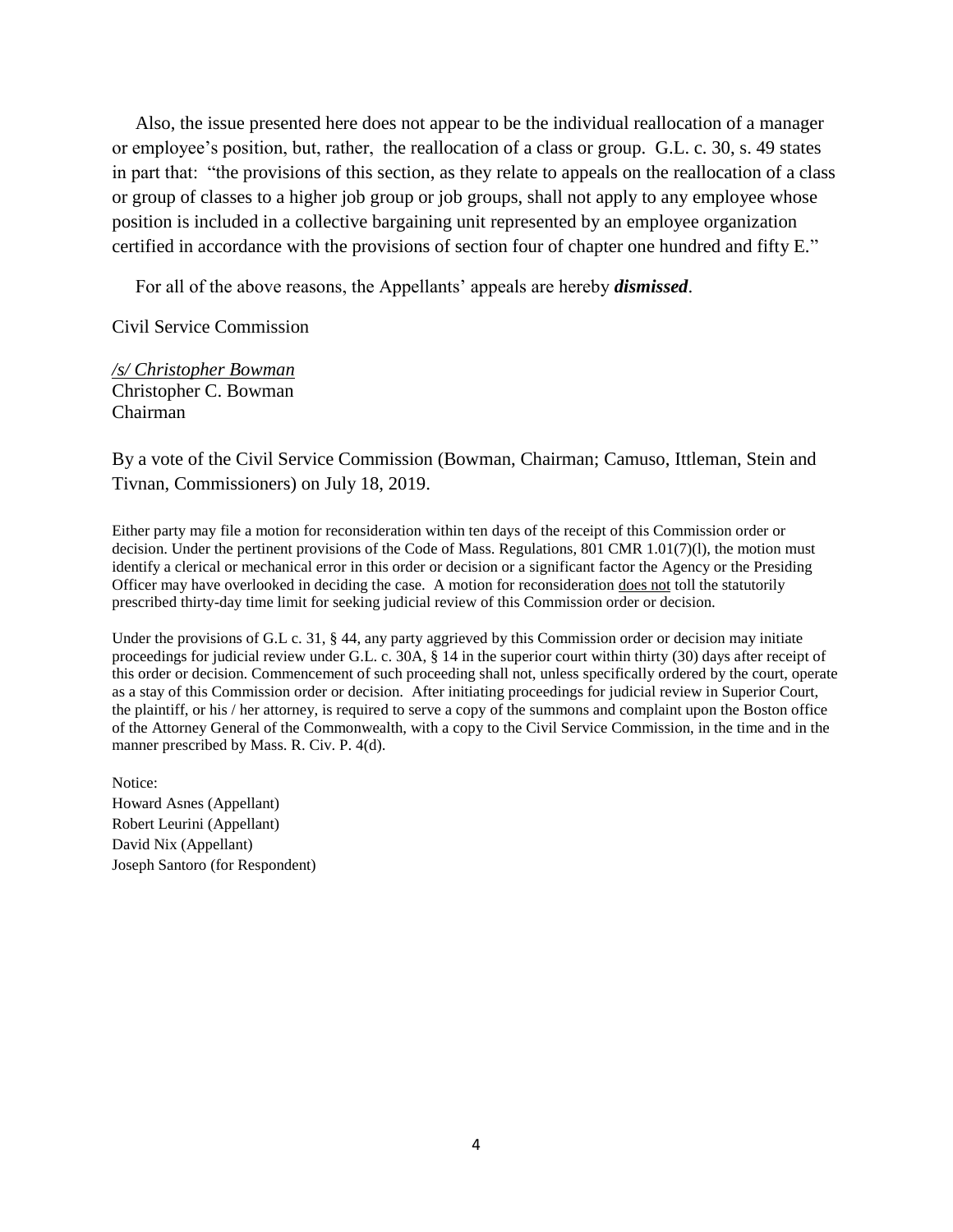Also, the issue presented here does not appear to be the individual reallocation of a manager or employee's position, but, rather, the reallocation of a class or group. G.L. c. 30, s. 49 states in part that: "the provisions of this section, as they relate to appeals on the reallocation of a class or group of classes to a higher job group or job groups, shall not apply to any employee whose position is included in a collective bargaining unit represented by an employee organization certified in accordance with the provisions of section four of chapter one hundred and fifty E."

For all of the above reasons, the Appellants' appeals are hereby ***dismissed***.

Civil Service Commission

*/s/ Christopher Bowman*
Christopher C. Bowman
Chairman

By a vote of the Civil Service Commission (Bowman, Chairman; Camuso, Ittleman, Stein and Tivnan, Commissioners) on July 18, 2019.

Either party may file a motion for reconsideration within ten days of the receipt of this Commission order or decision. Under the pertinent provisions of the Code of Mass. Regulations, 801 CMR 1.01(7)(l), the motion must identify a clerical or mechanical error in this order or decision or a significant factor the Agency or the Presiding Officer may have overlooked in deciding the case. A motion for reconsideration does not toll the statutorily prescribed thirty-day time limit for seeking judicial review of this Commission order or decision.

Under the provisions of G.L c. 31, § 44, any party aggrieved by this Commission order or decision may initiate proceedings for judicial review under G.L. c. 30A, § 14 in the superior court within thirty (30) days after receipt of this order or decision. Commencement of such proceeding shall not, unless specifically ordered by the court, operate as a stay of this Commission order or decision. After initiating proceedings for judicial review in Superior Court, the plaintiff, or his / her attorney, is required to serve a copy of the summons and complaint upon the Boston office of the Attorney General of the Commonwealth, with a copy to the Civil Service Commission, in the time and in the manner prescribed by Mass. R. Civ. P. 4(d).

Notice:
Howard Asnes (Appellant)
Robert Leurini (Appellant)
David Nix (Appellant)
Joseph Santoro (for Respondent)